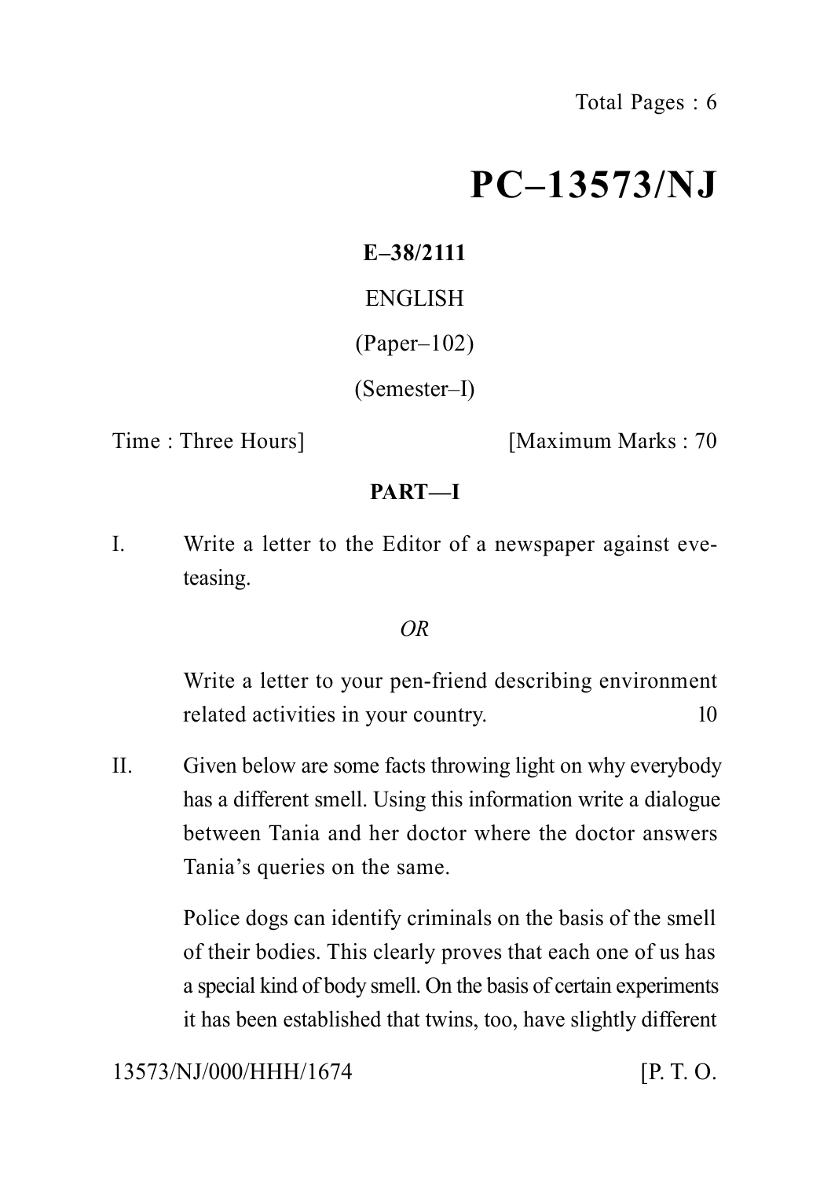Total Pages : 6

# PC–13573/NJ

**E–38/2111**

ENGLISH

(Paper–102)

(Semester–I)

Time : Three Hours] [Maximum Marks : 70

## PART—I

I. Write a letter to the Editor of a newspaper against eve-teasing.

*OR*

Write a letter to your pen-friend describing environment related activities in your country. 10

II. Given below are some facts throwing light on why everybody has a different smell. Using this information write a dialogue between Tania and her doctor where the doctor answers Tania's queries on the same.

Police dogs can identify criminals on the basis of the smell of their bodies. This clearly proves that each one of us has a special kind of body smell. On the basis of certain experiments it has been established that twins, too, have slightly different

13573/NJ/000/HHH/1674 [P. T. O.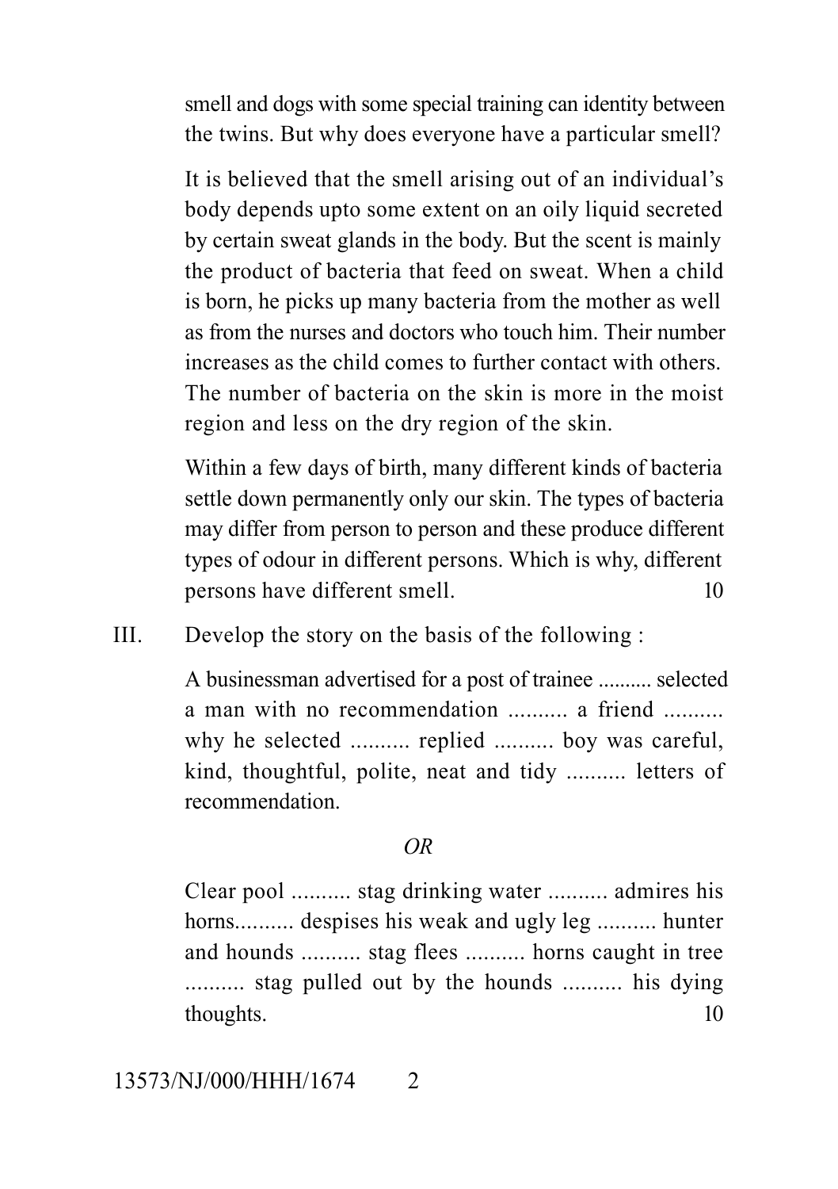smell and dogs with some special training can identity between the twins. But why does everyone have a particular smell?

It is believed that the smell arising out of an individual's body depends upto some extent on an oily liquid secreted by certain sweat glands in the body. But the scent is mainly the product of bacteria that feed on sweat. When a child is born, he picks up many bacteria from the mother as well as from the nurses and doctors who touch him. Their number increases as the child comes to further contact with others. The number of bacteria on the skin is more in the moist region and less on the dry region of the skin.

Within a few days of birth, many different kinds of bacteria settle down permanently only our skin. The types of bacteria may differ from person to person and these produce different types of odour in different persons. Which is why, different persons have different smell. 10

III. Develop the story on the basis of the following :

A businessman advertised for a post of trainee .......... selected a man with no recommendation .......... a friend .......... why he selected .......... replied .......... boy was careful, kind, thoughtful, polite, neat and tidy .......... letters of recommendation.

*OR*

Clear pool .......... stag drinking water .......... admires his horns.......... despises his weak and ugly leg .......... hunter and hounds .......... stag flees .......... horns caught in tree .......... stag pulled out by the hounds .......... his dying thoughts. 10

13573/NJ/000/HHH/1674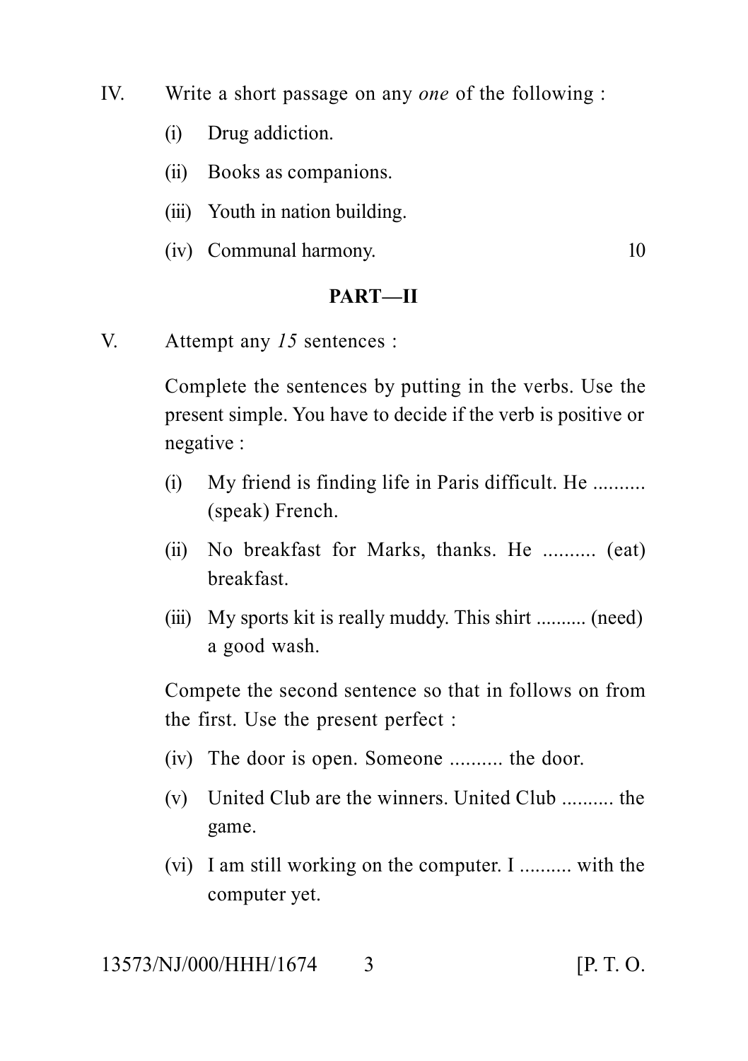IV. Write a short passage on any *one* of the following :

(i) Drug addiction.

(ii) Books as companions.

(iii) Youth in nation building.

(iv) Communal harmony. 10

## PART—II

V. Attempt any *15* sentences :

Complete the sentences by putting in the verbs. Use the present simple. You have to decide if the verb is positive or negative :

(i) My friend is finding life in Paris difficult. He .......... (speak) French.

(ii) No breakfast for Marks, thanks. He .......... (eat) breakfast.

(iii) My sports kit is really muddy. This shirt .......... (need) a good wash.

Compete the second sentence so that in follows on from the first. Use the present perfect :

(iv) The door is open. Someone .......... the door.

(v) United Club are the winners. United Club .......... the game.

(vi) I am still working on the computer. I .......... with the computer yet.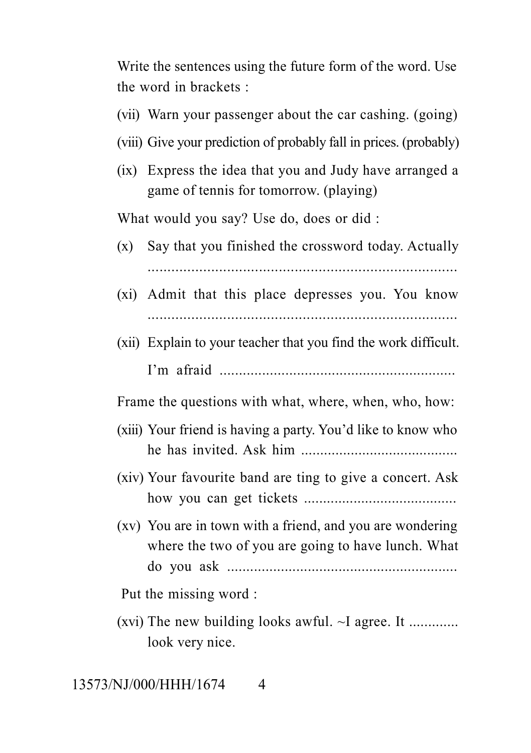Write the sentences using the future form of the word. Use the word in brackets :

(vii) Warn your passenger about the car cashing. (going)

(viii) Give your prediction of probably fall in prices. (probably)

(ix) Express the idea that you and Judy have arranged a game of tennis for tomorrow. (playing)

What would you say? Use do, does or did :

(x) Say that you finished the crossword today. Actually ..............................................................................

(xi) Admit that this place depresses you. You know ..............................................................................

(xii) Explain to your teacher that you find the work difficult.

I'm afraid ............................................................

Frame the questions with what, where, when, who, how:

(xiii) Your friend is having a party. You'd like to know who he has invited. Ask him ........................................

(xiv) Your favourite band are ting to give a concert. Ask how you can get tickets ........................................

(xv) You are in town with a friend, and you are wondering where the two of you are going to have lunch. What do you ask ............................................................

Put the missing word :

(xvi) The new building looks awful. ~I agree. It ............. look very nice.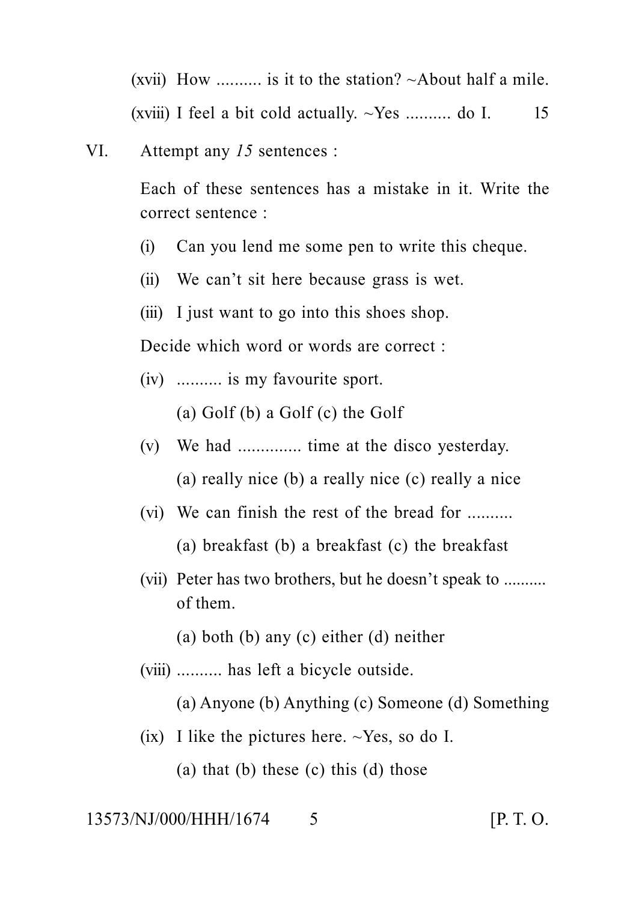(xvii) How .......... is it to the station? ~About half a mile.

(xviii) I feel a bit cold actually. ~Yes .......... do I. 15

VI. Attempt any *15* sentences :

Each of these sentences has a mistake in it. Write the correct sentence :

(i) Can you lend me some pen to write this cheque.

(ii) We can't sit here because grass is wet.

(iii) I just want to go into this shoes shop.

Decide which word or words are correct :

(iv) .......... is my favourite sport.

(a) Golf (b) a Golf (c) the Golf

(v) We had .............. time at the disco yesterday.

(a) really nice (b) a really nice (c) really a nice

(vi) We can finish the rest of the bread for ..........

(a) breakfast (b) a breakfast (c) the breakfast

(vii) Peter has two brothers, but he doesn't speak to .......... of them.

(a) both (b) any (c) either (d) neither

(viii) .......... has left a bicycle outside.

(a) Anyone (b) Anything (c) Someone (d) Something

(ix) I like the pictures here. ~Yes, so do I.

(a) that (b) these (c) this (d) those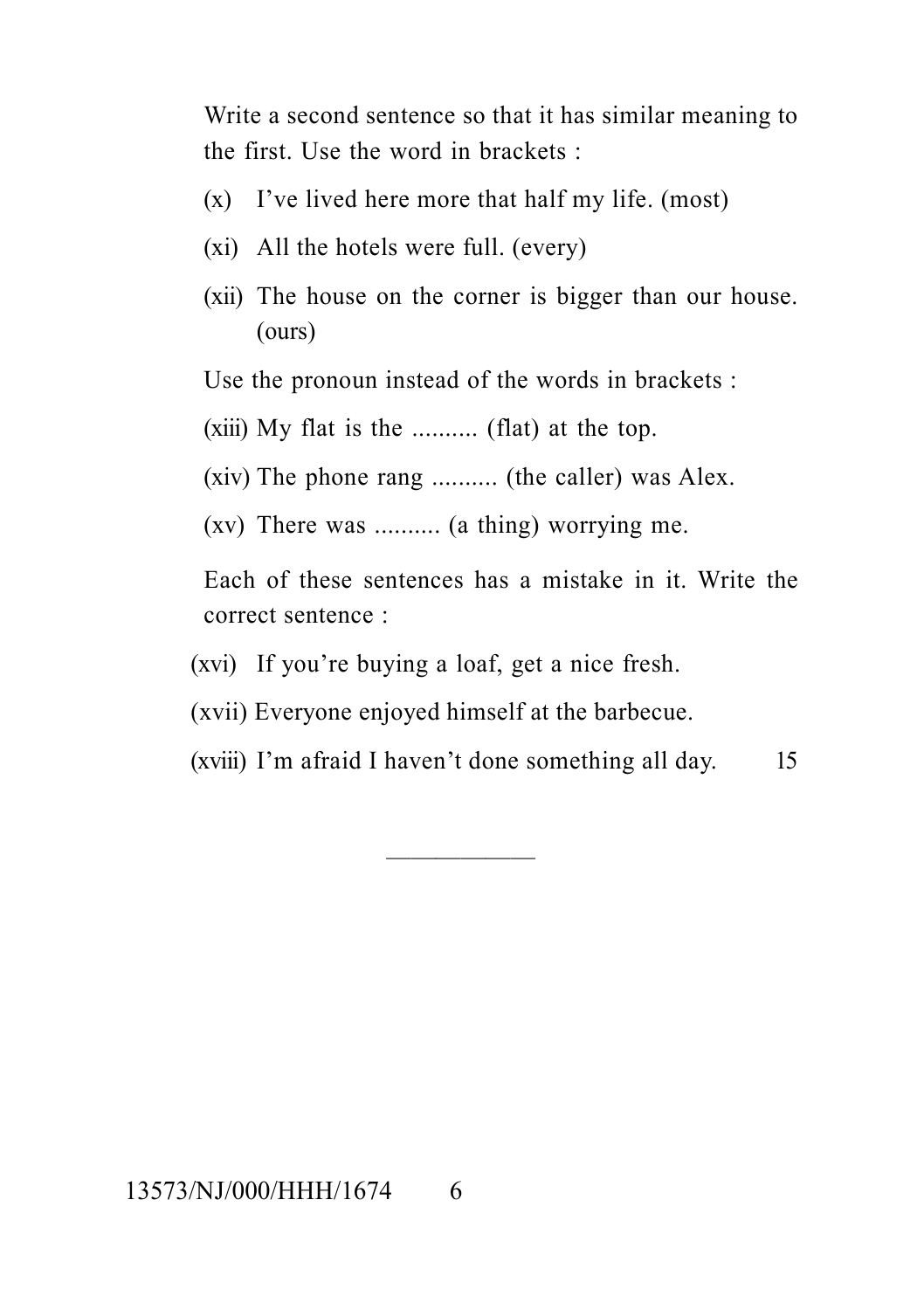Write a second sentence so that it has similar meaning to the first. Use the word in brackets :

(x) I've lived here more that half my life. (most)

(xi) All the hotels were full. (every)

(xii) The house on the corner is bigger than our house. (ours)

Use the pronoun instead of the words in brackets :

(xiii) My flat is the .......... (flat) at the top.

(xiv) The phone rang .......... (the caller) was Alex.

(xv) There was .......... (a thing) worrying me.

Each of these sentences has a mistake in it. Write the correct sentence :

(xvi) If you're buying a loaf, get a nice fresh.

(xvii) Everyone enjoyed himself at the barbecue.

(xviii) I'm afraid I haven't done something all day. 15